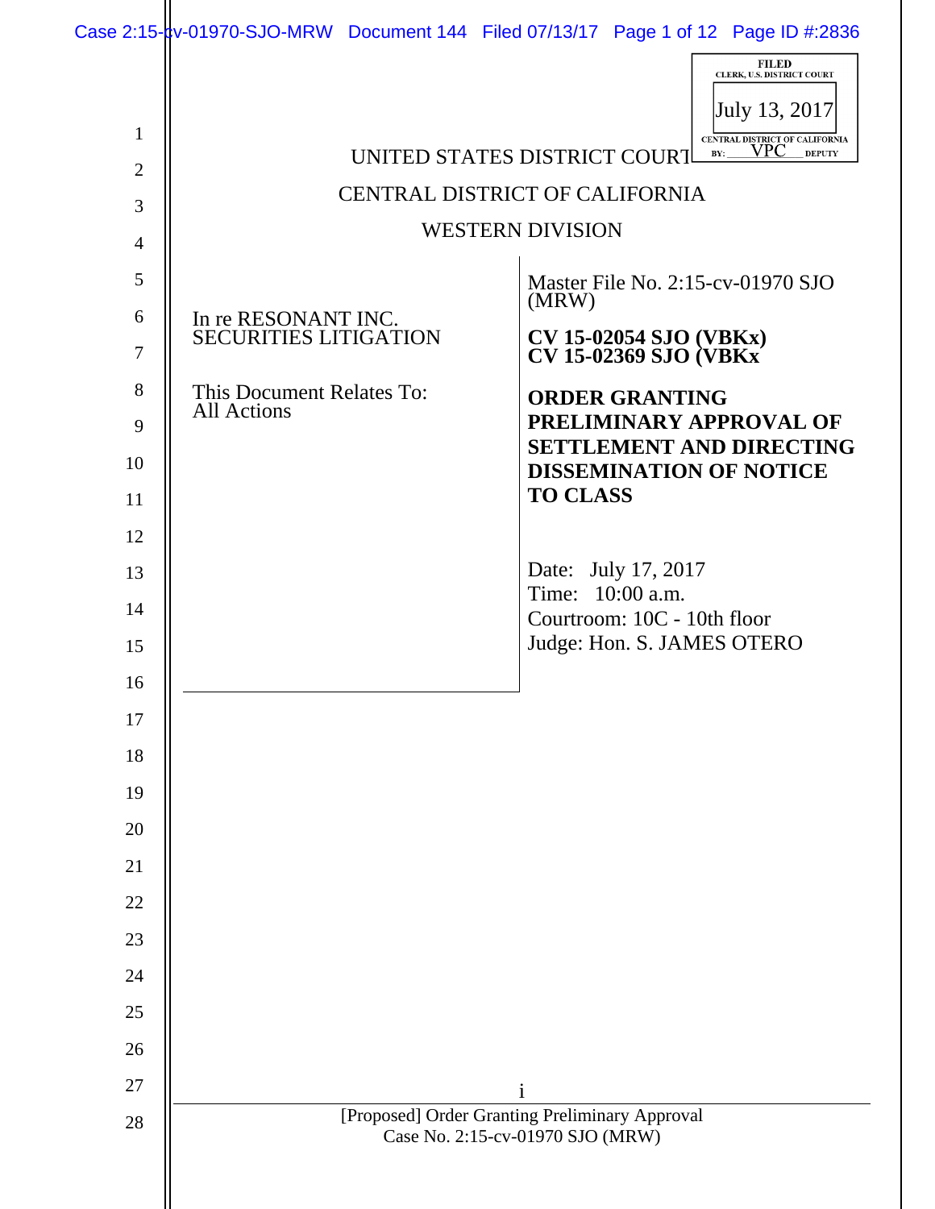FILED
CLERK, U.S. DISTRICT COURT
July 13, 2017
CENTRAL DISTRICT OF CALIFORNIA
BY: VPC DEPUTY

UNITED STATES DISTRICT COURT

CENTRAL DISTRICT OF CALIFORNIA

WESTERN DIVISION

In re RESONANT INC. SECURITIES LITIGATION

This Document Relates To:
All Actions

Master File No. 2:15-cv-01970 SJO (MRW)

**CV 15-02054 SJO (VBKx)**
**CV 15-02369 SJO (VBKx**

**ORDER GRANTING PRELIMINARY APPROVAL OF SETTLEMENT AND DIRECTING DISSEMINATION OF NOTICE TO CLASS**

Date: July 17, 2017
Time: 10:00 a.m.
Courtroom: 10C - 10th floor
Judge: Hon. S. JAMES OTERO

[Proposed] Order Granting Preliminary Approval
Case No. 2:15-cv-01970 SJO (MRW)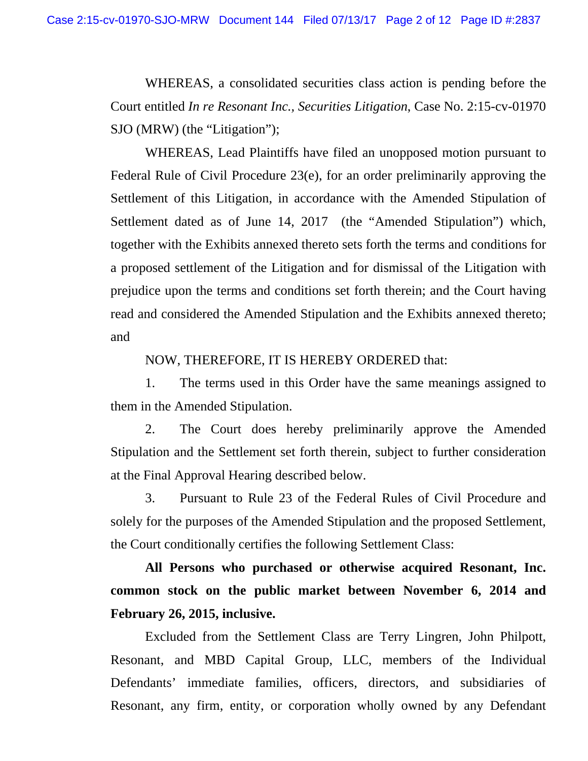WHEREAS, a consolidated securities class action is pending before the Court entitled *In re Resonant Inc., Securities Litigation*, Case No. 2:15-cv-01970 SJO (MRW) (the "Litigation");

WHEREAS, Lead Plaintiffs have filed an unopposed motion pursuant to Federal Rule of Civil Procedure 23(e), for an order preliminarily approving the Settlement of this Litigation, in accordance with the Amended Stipulation of Settlement dated as of June 14, 2017 (the "Amended Stipulation") which, together with the Exhibits annexed thereto sets forth the terms and conditions for a proposed settlement of the Litigation and for dismissal of the Litigation with prejudice upon the terms and conditions set forth therein; and the Court having read and considered the Amended Stipulation and the Exhibits annexed thereto; and

NOW, THEREFORE, IT IS HEREBY ORDERED that:

1. The terms used in this Order have the same meanings assigned to them in the Amended Stipulation.

2. The Court does hereby preliminarily approve the Amended Stipulation and the Settlement set forth therein, subject to further consideration at the Final Approval Hearing described below.

3. Pursuant to Rule 23 of the Federal Rules of Civil Procedure and solely for the purposes of the Amended Stipulation and the proposed Settlement, the Court conditionally certifies the following Settlement Class:

**All Persons who purchased or otherwise acquired Resonant, Inc. common stock on the public market between November 6, 2014 and February 26, 2015, inclusive.**

Excluded from the Settlement Class are Terry Lingren, John Philpott, Resonant, and MBD Capital Group, LLC, members of the Individual Defendants' immediate families, officers, directors, and subsidiaries of Resonant, any firm, entity, or corporation wholly owned by any Defendant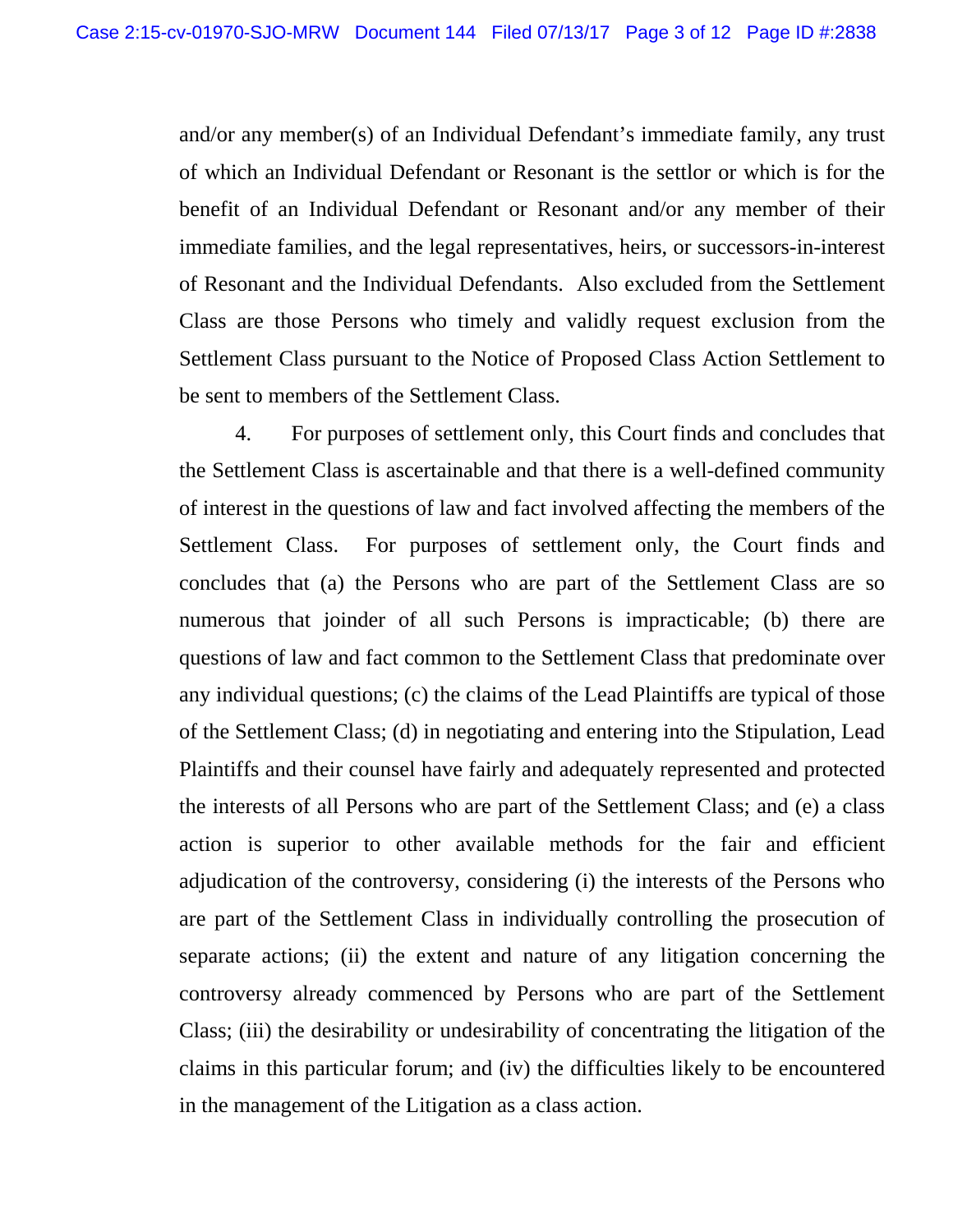and/or any member(s) of an Individual Defendant's immediate family, any trust of which an Individual Defendant or Resonant is the settlor or which is for the benefit of an Individual Defendant or Resonant and/or any member of their immediate families, and the legal representatives, heirs, or successors-in-interest of Resonant and the Individual Defendants. Also excluded from the Settlement Class are those Persons who timely and validly request exclusion from the Settlement Class pursuant to the Notice of Proposed Class Action Settlement to be sent to members of the Settlement Class.

4. For purposes of settlement only, this Court finds and concludes that the Settlement Class is ascertainable and that there is a well-defined community of interest in the questions of law and fact involved affecting the members of the Settlement Class. For purposes of settlement only, the Court finds and concludes that (a) the Persons who are part of the Settlement Class are so numerous that joinder of all such Persons is impracticable; (b) there are questions of law and fact common to the Settlement Class that predominate over any individual questions; (c) the claims of the Lead Plaintiffs are typical of those of the Settlement Class; (d) in negotiating and entering into the Stipulation, Lead Plaintiffs and their counsel have fairly and adequately represented and protected the interests of all Persons who are part of the Settlement Class; and (e) a class action is superior to other available methods for the fair and efficient adjudication of the controversy, considering (i) the interests of the Persons who are part of the Settlement Class in individually controlling the prosecution of separate actions; (ii) the extent and nature of any litigation concerning the controversy already commenced by Persons who are part of the Settlement Class; (iii) the desirability or undesirability of concentrating the litigation of the claims in this particular forum; and (iv) the difficulties likely to be encountered in the management of the Litigation as a class action.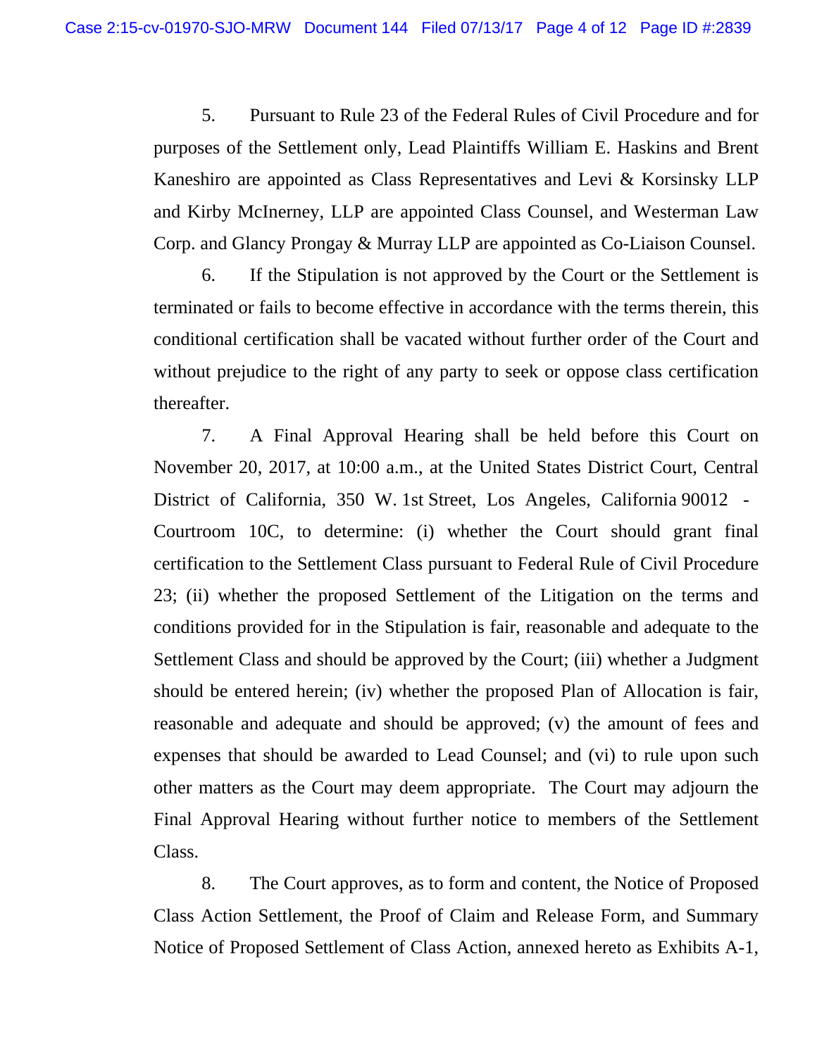5. Pursuant to Rule 23 of the Federal Rules of Civil Procedure and for purposes of the Settlement only, Lead Plaintiffs William E. Haskins and Brent Kaneshiro are appointed as Class Representatives and Levi & Korsinsky LLP and Kirby McInerney, LLP are appointed Class Counsel, and Westerman Law Corp. and Glancy Prongay & Murray LLP are appointed as Co-Liaison Counsel.

6. If the Stipulation is not approved by the Court or the Settlement is terminated or fails to become effective in accordance with the terms therein, this conditional certification shall be vacated without further order of the Court and without prejudice to the right of any party to seek or oppose class certification thereafter.

7. A Final Approval Hearing shall be held before this Court on November 20, 2017, at 10:00 a.m., at the United States District Court, Central District of California, 350 W. 1st Street, Los Angeles, California 90012 - Courtroom 10C, to determine: (i) whether the Court should grant final certification to the Settlement Class pursuant to Federal Rule of Civil Procedure 23; (ii) whether the proposed Settlement of the Litigation on the terms and conditions provided for in the Stipulation is fair, reasonable and adequate to the Settlement Class and should be approved by the Court; (iii) whether a Judgment should be entered herein; (iv) whether the proposed Plan of Allocation is fair, reasonable and adequate and should be approved; (v) the amount of fees and expenses that should be awarded to Lead Counsel; and (vi) to rule upon such other matters as the Court may deem appropriate. The Court may adjourn the Final Approval Hearing without further notice to members of the Settlement Class.

8. The Court approves, as to form and content, the Notice of Proposed Class Action Settlement, the Proof of Claim and Release Form, and Summary Notice of Proposed Settlement of Class Action, annexed hereto as Exhibits A-1,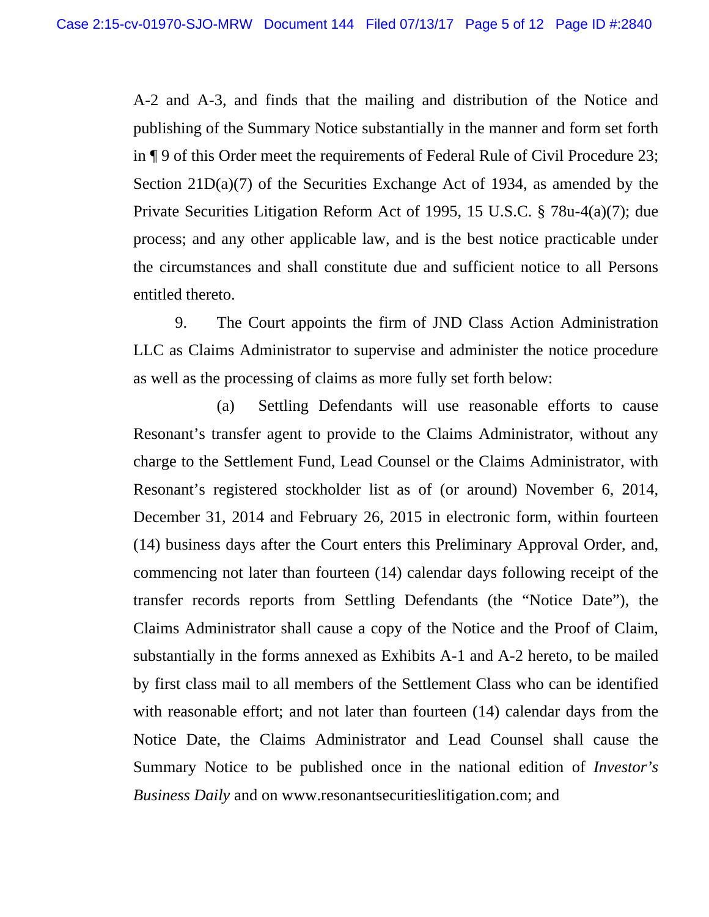A-2 and A-3, and finds that the mailing and distribution of the Notice and publishing of the Summary Notice substantially in the manner and form set forth in ¶ 9 of this Order meet the requirements of Federal Rule of Civil Procedure 23; Section 21D(a)(7) of the Securities Exchange Act of 1934, as amended by the Private Securities Litigation Reform Act of 1995, 15 U.S.C. § 78u-4(a)(7); due process; and any other applicable law, and is the best notice practicable under the circumstances and shall constitute due and sufficient notice to all Persons entitled thereto.

9. The Court appoints the firm of JND Class Action Administration LLC as Claims Administrator to supervise and administer the notice procedure as well as the processing of claims as more fully set forth below:

(a) Settling Defendants will use reasonable efforts to cause Resonant's transfer agent to provide to the Claims Administrator, without any charge to the Settlement Fund, Lead Counsel or the Claims Administrator, with Resonant's registered stockholder list as of (or around) November 6, 2014, December 31, 2014 and February 26, 2015 in electronic form, within fourteen (14) business days after the Court enters this Preliminary Approval Order, and, commencing not later than fourteen (14) calendar days following receipt of the transfer records reports from Settling Defendants (the "Notice Date"), the Claims Administrator shall cause a copy of the Notice and the Proof of Claim, substantially in the forms annexed as Exhibits A-1 and A-2 hereto, to be mailed by first class mail to all members of the Settlement Class who can be identified with reasonable effort; and not later than fourteen (14) calendar days from the Notice Date, the Claims Administrator and Lead Counsel shall cause the Summary Notice to be published once in the national edition of *Investor's Business Daily* and on www.resonantsecuritieslitigation.com; and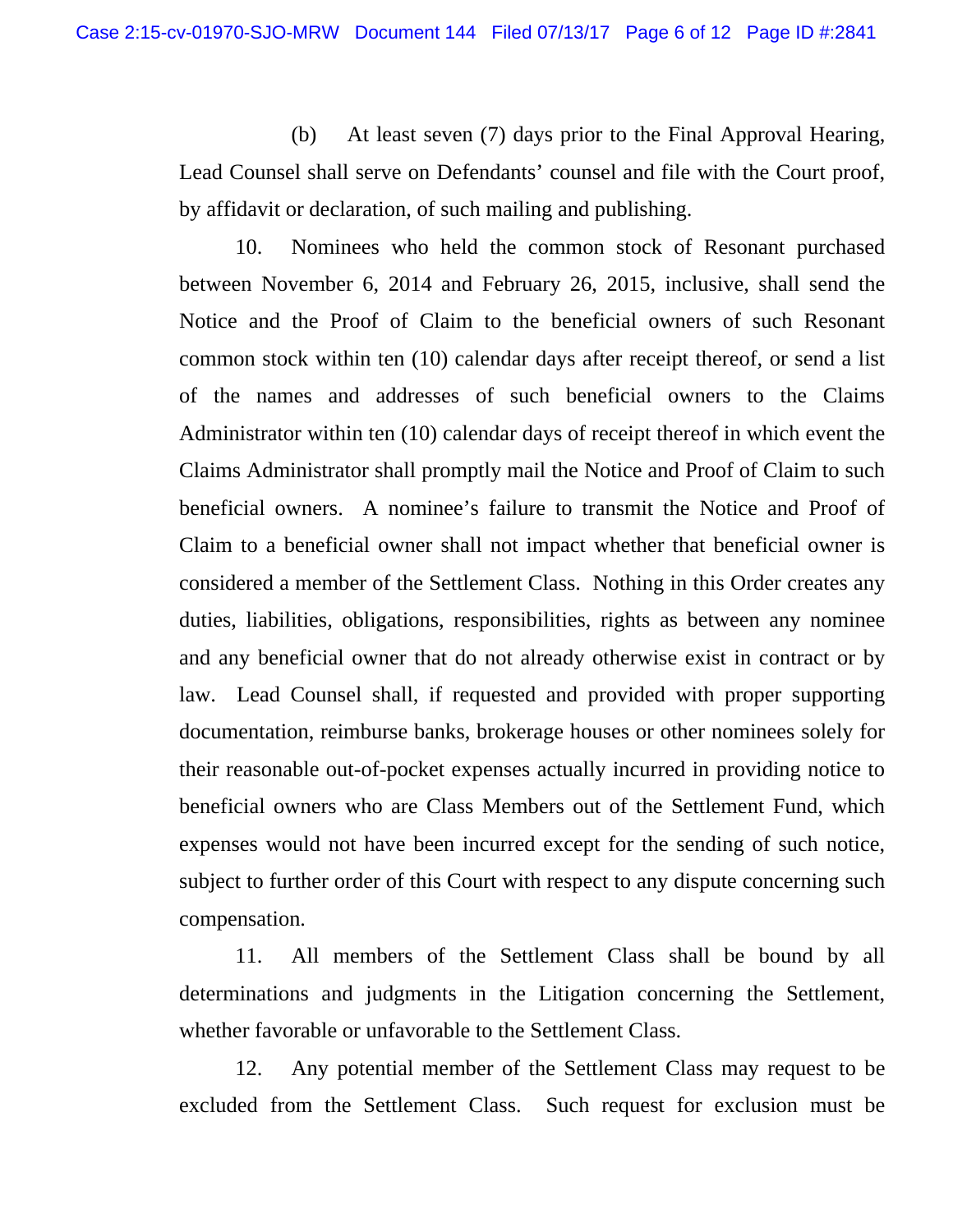(b) At least seven (7) days prior to the Final Approval Hearing, Lead Counsel shall serve on Defendants' counsel and file with the Court proof, by affidavit or declaration, of such mailing and publishing.

10. Nominees who held the common stock of Resonant purchased between November 6, 2014 and February 26, 2015, inclusive, shall send the Notice and the Proof of Claim to the beneficial owners of such Resonant common stock within ten (10) calendar days after receipt thereof, or send a list of the names and addresses of such beneficial owners to the Claims Administrator within ten (10) calendar days of receipt thereof in which event the Claims Administrator shall promptly mail the Notice and Proof of Claim to such beneficial owners. A nominee's failure to transmit the Notice and Proof of Claim to a beneficial owner shall not impact whether that beneficial owner is considered a member of the Settlement Class. Nothing in this Order creates any duties, liabilities, obligations, responsibilities, rights as between any nominee and any beneficial owner that do not already otherwise exist in contract or by law. Lead Counsel shall, if requested and provided with proper supporting documentation, reimburse banks, brokerage houses or other nominees solely for their reasonable out-of-pocket expenses actually incurred in providing notice to beneficial owners who are Class Members out of the Settlement Fund, which expenses would not have been incurred except for the sending of such notice, subject to further order of this Court with respect to any dispute concerning such compensation.

11. All members of the Settlement Class shall be bound by all determinations and judgments in the Litigation concerning the Settlement, whether favorable or unfavorable to the Settlement Class.

12. Any potential member of the Settlement Class may request to be excluded from the Settlement Class. Such request for exclusion must be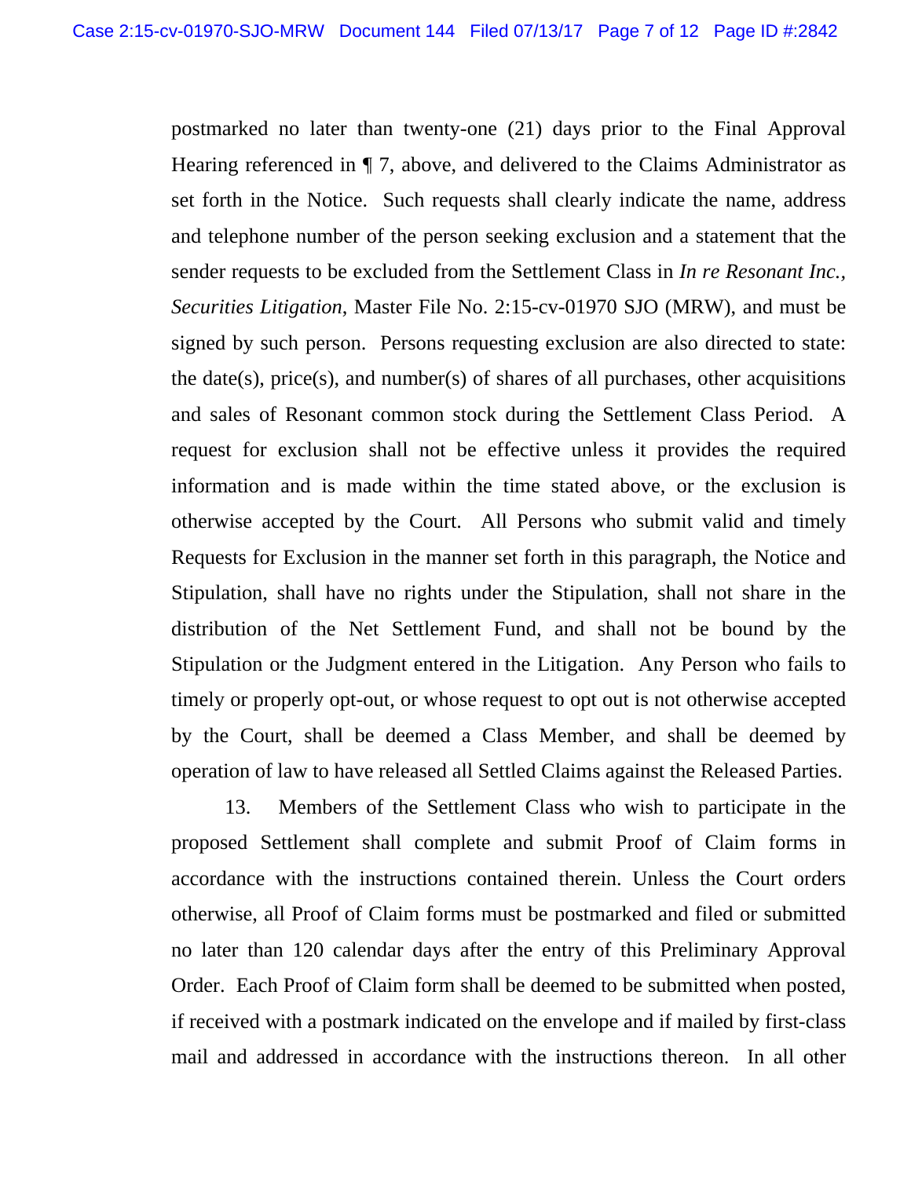postmarked no later than twenty-one (21) days prior to the Final Approval Hearing referenced in ¶ 7, above, and delivered to the Claims Administrator as set forth in the Notice. Such requests shall clearly indicate the name, address and telephone number of the person seeking exclusion and a statement that the sender requests to be excluded from the Settlement Class in *In re Resonant Inc., Securities Litigation*, Master File No. 2:15-cv-01970 SJO (MRW), and must be signed by such person. Persons requesting exclusion are also directed to state: the date(s), price(s), and number(s) of shares of all purchases, other acquisitions and sales of Resonant common stock during the Settlement Class Period. A request for exclusion shall not be effective unless it provides the required information and is made within the time stated above, or the exclusion is otherwise accepted by the Court. All Persons who submit valid and timely Requests for Exclusion in the manner set forth in this paragraph, the Notice and Stipulation, shall have no rights under the Stipulation, shall not share in the distribution of the Net Settlement Fund, and shall not be bound by the Stipulation or the Judgment entered in the Litigation. Any Person who fails to timely or properly opt-out, or whose request to opt out is not otherwise accepted by the Court, shall be deemed a Class Member, and shall be deemed by operation of law to have released all Settled Claims against the Released Parties.

13. Members of the Settlement Class who wish to participate in the proposed Settlement shall complete and submit Proof of Claim forms in accordance with the instructions contained therein. Unless the Court orders otherwise, all Proof of Claim forms must be postmarked and filed or submitted no later than 120 calendar days after the entry of this Preliminary Approval Order. Each Proof of Claim form shall be deemed to be submitted when posted, if received with a postmark indicated on the envelope and if mailed by first-class mail and addressed in accordance with the instructions thereon. In all other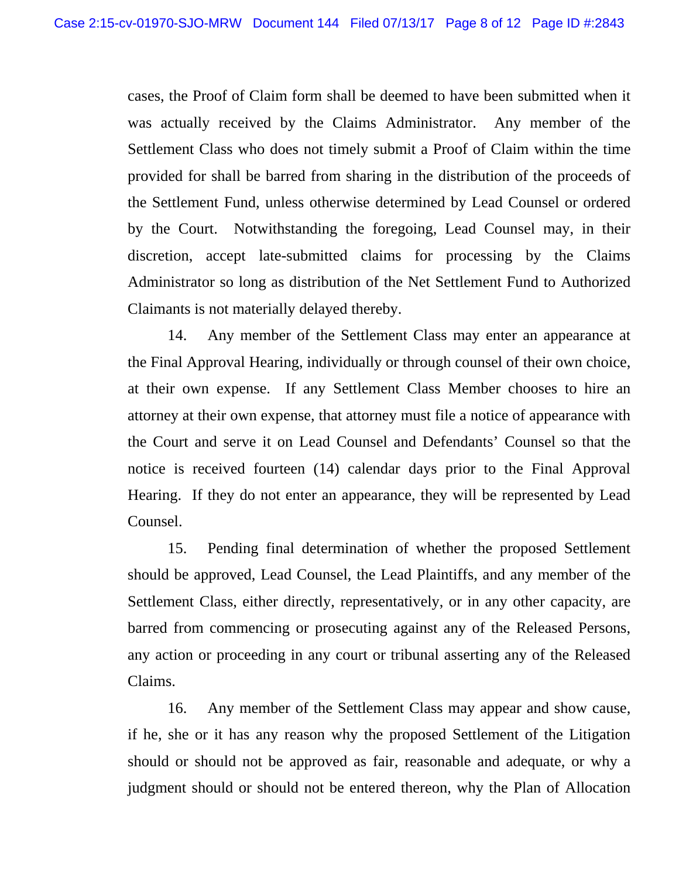cases, the Proof of Claim form shall be deemed to have been submitted when it was actually received by the Claims Administrator. Any member of the Settlement Class who does not timely submit a Proof of Claim within the time provided for shall be barred from sharing in the distribution of the proceeds of the Settlement Fund, unless otherwise determined by Lead Counsel or ordered by the Court. Notwithstanding the foregoing, Lead Counsel may, in their discretion, accept late-submitted claims for processing by the Claims Administrator so long as distribution of the Net Settlement Fund to Authorized Claimants is not materially delayed thereby.

14. Any member of the Settlement Class may enter an appearance at the Final Approval Hearing, individually or through counsel of their own choice, at their own expense. If any Settlement Class Member chooses to hire an attorney at their own expense, that attorney must file a notice of appearance with the Court and serve it on Lead Counsel and Defendants' Counsel so that the notice is received fourteen (14) calendar days prior to the Final Approval Hearing. If they do not enter an appearance, they will be represented by Lead Counsel.

15. Pending final determination of whether the proposed Settlement should be approved, Lead Counsel, the Lead Plaintiffs, and any member of the Settlement Class, either directly, representatively, or in any other capacity, are barred from commencing or prosecuting against any of the Released Persons, any action or proceeding in any court or tribunal asserting any of the Released Claims.

16. Any member of the Settlement Class may appear and show cause, if he, she or it has any reason why the proposed Settlement of the Litigation should or should not be approved as fair, reasonable and adequate, or why a judgment should or should not be entered thereon, why the Plan of Allocation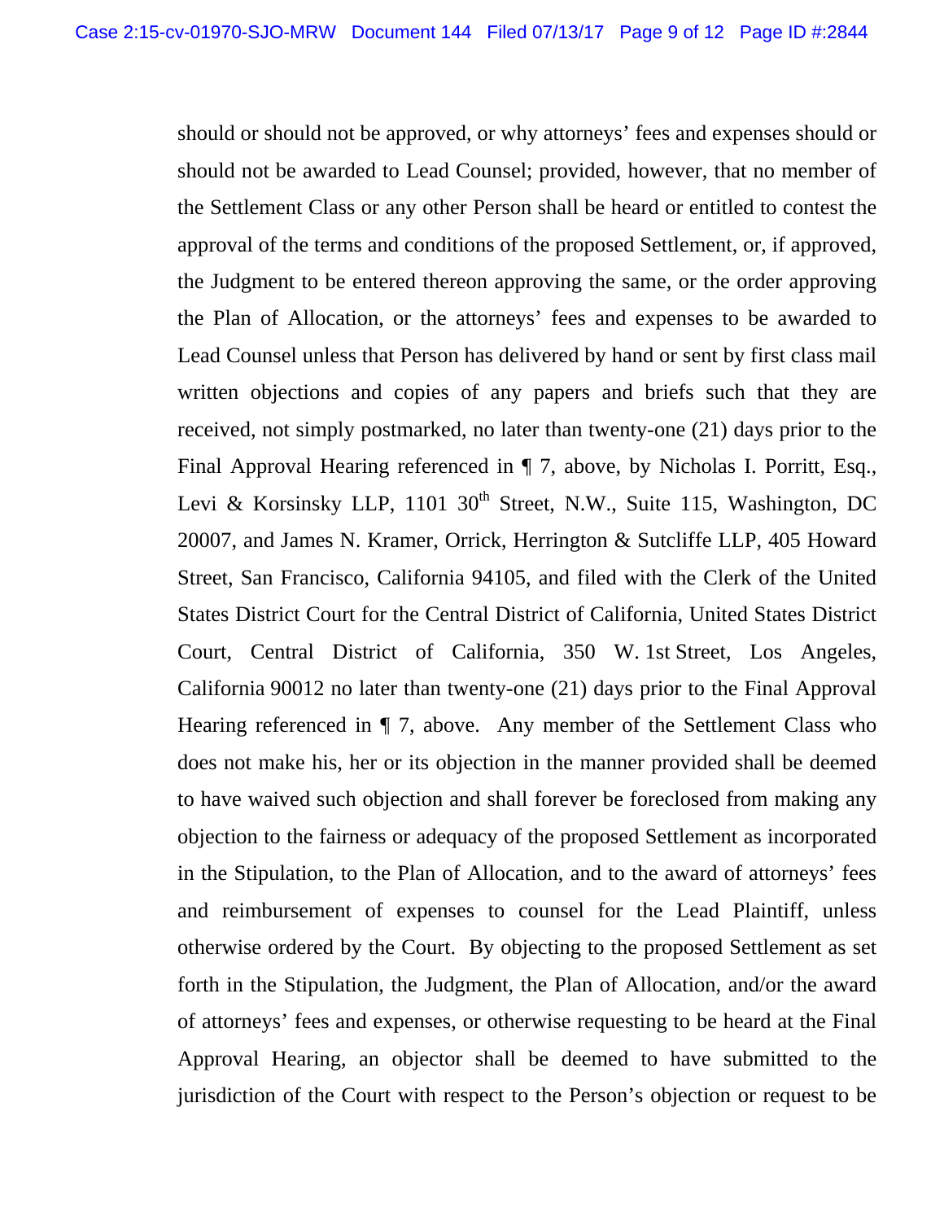should or should not be approved, or why attorneys' fees and expenses should or should not be awarded to Lead Counsel; provided, however, that no member of the Settlement Class or any other Person shall be heard or entitled to contest the approval of the terms and conditions of the proposed Settlement, or, if approved, the Judgment to be entered thereon approving the same, or the order approving the Plan of Allocation, or the attorneys' fees and expenses to be awarded to Lead Counsel unless that Person has delivered by hand or sent by first class mail written objections and copies of any papers and briefs such that they are received, not simply postmarked, no later than twenty-one (21) days prior to the Final Approval Hearing referenced in ¶ 7, above, by Nicholas I. Porritt, Esq., Levi & Korsinsky LLP, 1101 30th Street, N.W., Suite 115, Washington, DC 20007, and James N. Kramer, Orrick, Herrington & Sutcliffe LLP, 405 Howard Street, San Francisco, California 94105, and filed with the Clerk of the United States District Court for the Central District of California, United States District Court, Central District of California, 350 W. 1st Street, Los Angeles, California 90012 no later than twenty-one (21) days prior to the Final Approval Hearing referenced in ¶ 7, above. Any member of the Settlement Class who does not make his, her or its objection in the manner provided shall be deemed to have waived such objection and shall forever be foreclosed from making any objection to the fairness or adequacy of the proposed Settlement as incorporated in the Stipulation, to the Plan of Allocation, and to the award of attorneys' fees and reimbursement of expenses to counsel for the Lead Plaintiff, unless otherwise ordered by the Court. By objecting to the proposed Settlement as set forth in the Stipulation, the Judgment, the Plan of Allocation, and/or the award of attorneys' fees and expenses, or otherwise requesting to be heard at the Final Approval Hearing, an objector shall be deemed to have submitted to the jurisdiction of the Court with respect to the Person's objection or request to be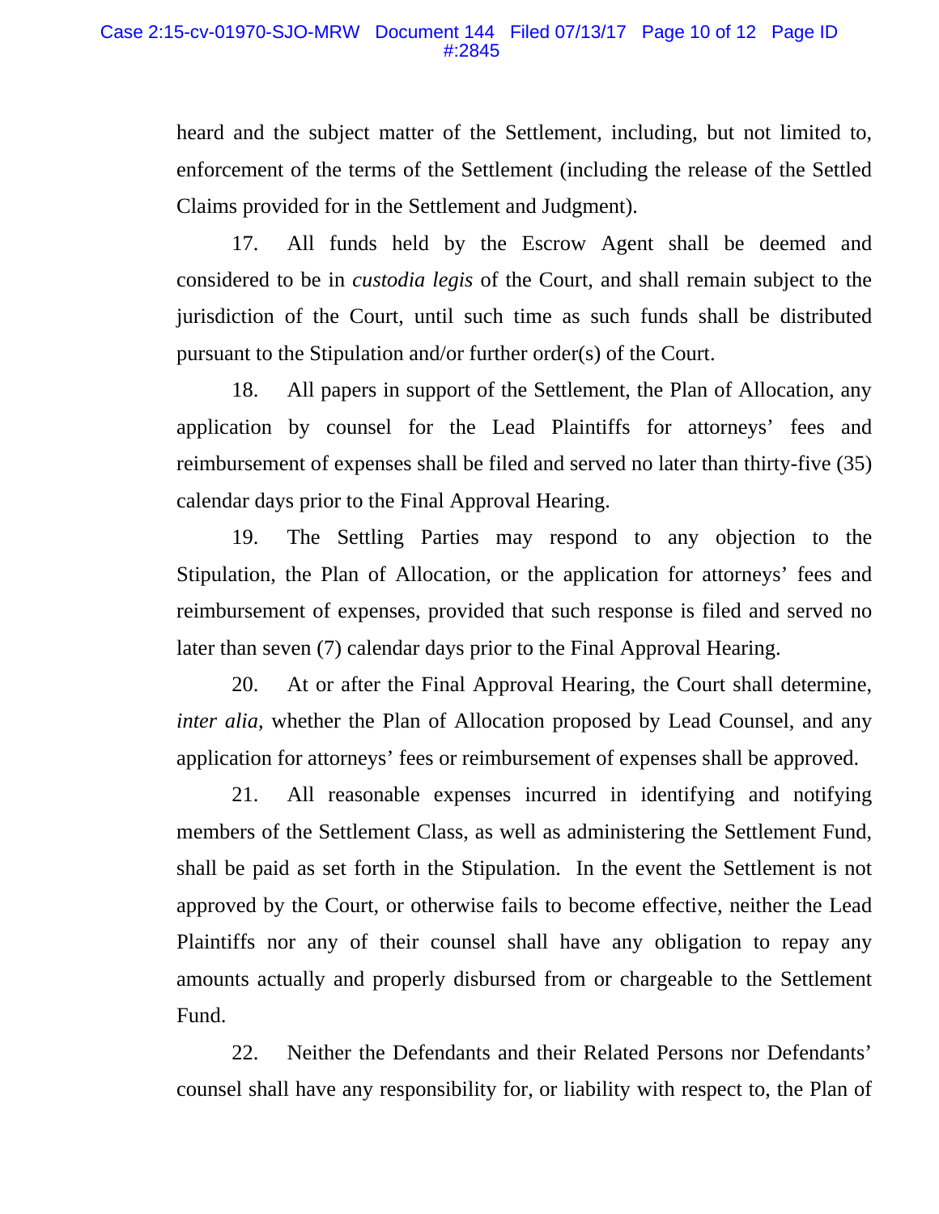heard and the subject matter of the Settlement, including, but not limited to, enforcement of the terms of the Settlement (including the release of the Settled Claims provided for in the Settlement and Judgment).

17. All funds held by the Escrow Agent shall be deemed and considered to be in *custodia legis* of the Court, and shall remain subject to the jurisdiction of the Court, until such time as such funds shall be distributed pursuant to the Stipulation and/or further order(s) of the Court.

18. All papers in support of the Settlement, the Plan of Allocation, any application by counsel for the Lead Plaintiffs for attorneys' fees and reimbursement of expenses shall be filed and served no later than thirty-five (35) calendar days prior to the Final Approval Hearing.

19. The Settling Parties may respond to any objection to the Stipulation, the Plan of Allocation, or the application for attorneys' fees and reimbursement of expenses, provided that such response is filed and served no later than seven (7) calendar days prior to the Final Approval Hearing.

20. At or after the Final Approval Hearing, the Court shall determine, *inter alia*, whether the Plan of Allocation proposed by Lead Counsel, and any application for attorneys' fees or reimbursement of expenses shall be approved.

21. All reasonable expenses incurred in identifying and notifying members of the Settlement Class, as well as administering the Settlement Fund, shall be paid as set forth in the Stipulation. In the event the Settlement is not approved by the Court, or otherwise fails to become effective, neither the Lead Plaintiffs nor any of their counsel shall have any obligation to repay any amounts actually and properly disbursed from or chargeable to the Settlement Fund.

22. Neither the Defendants and their Related Persons nor Defendants' counsel shall have any responsibility for, or liability with respect to, the Plan of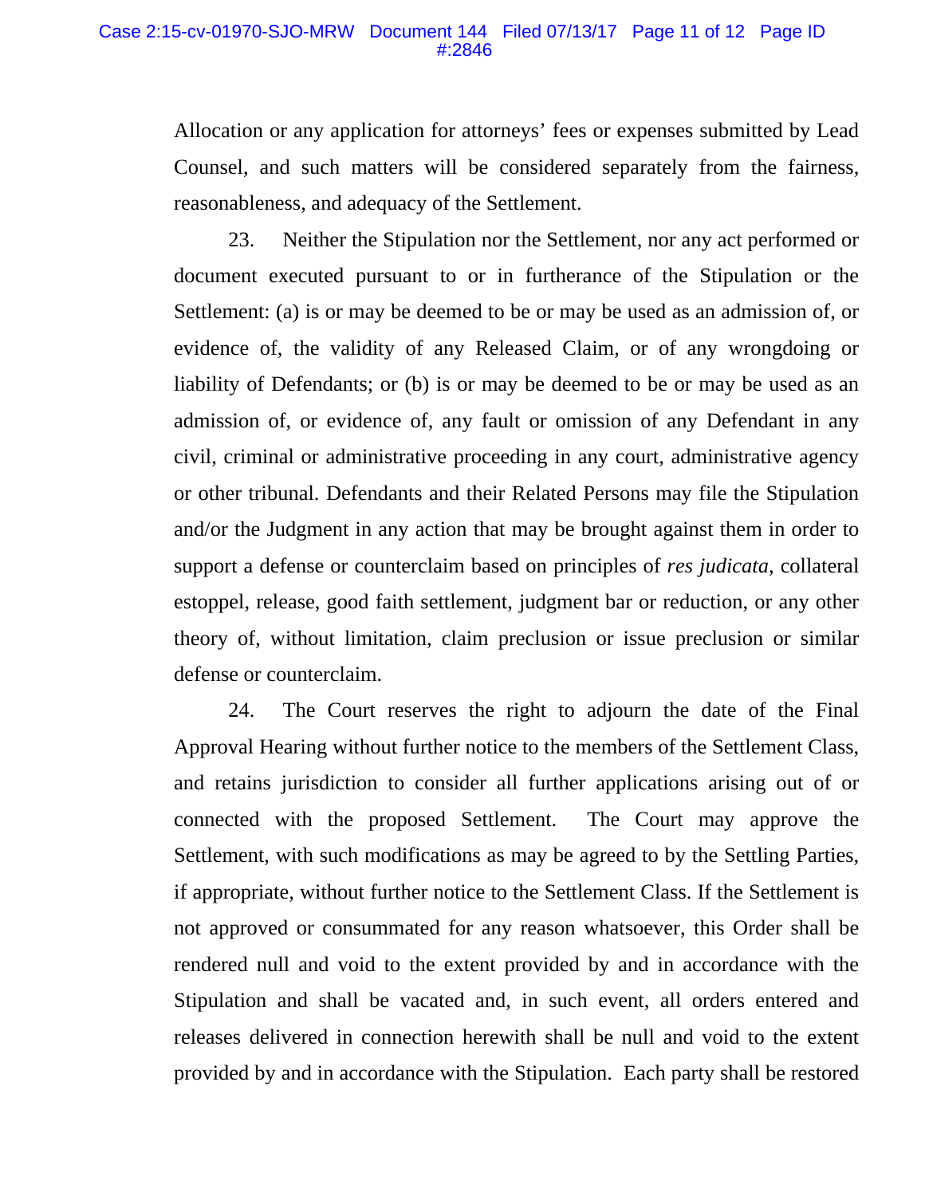Allocation or any application for attorneys' fees or expenses submitted by Lead Counsel, and such matters will be considered separately from the fairness, reasonableness, and adequacy of the Settlement.

23. Neither the Stipulation nor the Settlement, nor any act performed or document executed pursuant to or in furtherance of the Stipulation or the Settlement: (a) is or may be deemed to be or may be used as an admission of, or evidence of, the validity of any Released Claim, or of any wrongdoing or liability of Defendants; or (b) is or may be deemed to be or may be used as an admission of, or evidence of, any fault or omission of any Defendant in any civil, criminal or administrative proceeding in any court, administrative agency or other tribunal. Defendants and their Related Persons may file the Stipulation and/or the Judgment in any action that may be brought against them in order to support a defense or counterclaim based on principles of *res judicata*, collateral estoppel, release, good faith settlement, judgment bar or reduction, or any other theory of, without limitation, claim preclusion or issue preclusion or similar defense or counterclaim.

24. The Court reserves the right to adjourn the date of the Final Approval Hearing without further notice to the members of the Settlement Class, and retains jurisdiction to consider all further applications arising out of or connected with the proposed Settlement. The Court may approve the Settlement, with such modifications as may be agreed to by the Settling Parties, if appropriate, without further notice to the Settlement Class. If the Settlement is not approved or consummated for any reason whatsoever, this Order shall be rendered null and void to the extent provided by and in accordance with the Stipulation and shall be vacated and, in such event, all orders entered and releases delivered in connection herewith shall be null and void to the extent provided by and in accordance with the Stipulation. Each party shall be restored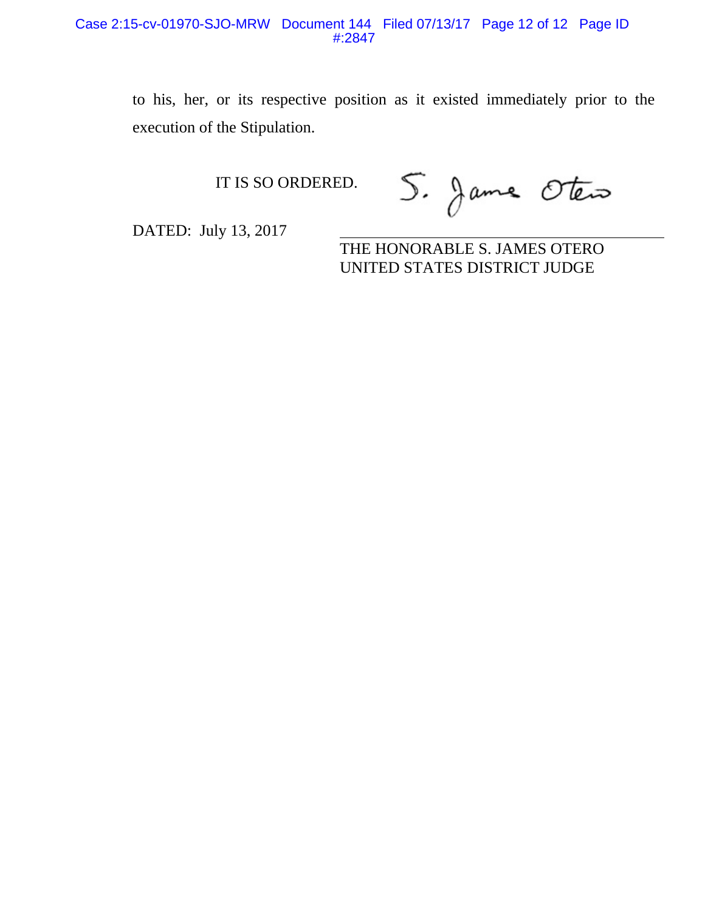to his, her, or its respective position as it existed immediately prior to the execution of the Stipulation.

IT IS SO ORDERED.

DATED: July 13, 2017

THE HONORABLE S. JAMES OTERO
UNITED STATES DISTRICT JUDGE